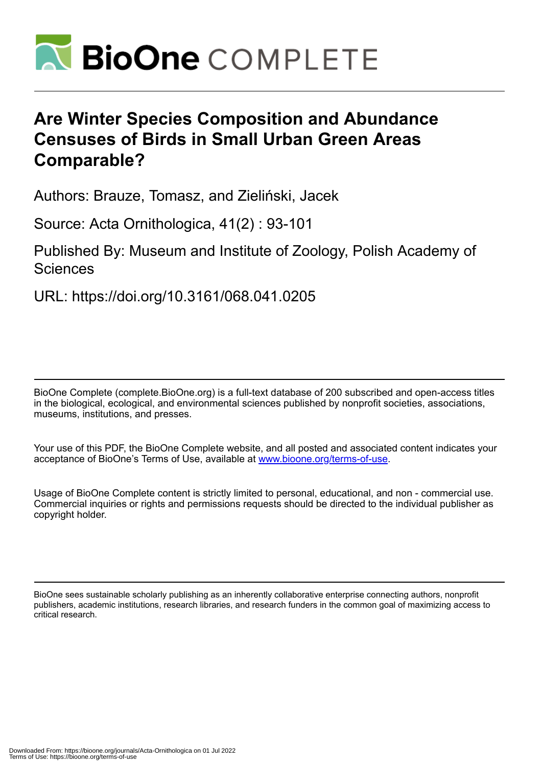# Are Winter Species Composition and Abundance Censuses of Birds in Small Urban Green Areas Comparable?

Authors: Brauze, Tomasz, and Zieliński, Jacek

Source: Acta Ornithologica, 41(2) : 93-101

Published By: Museum and Institute of Zoology, Polish Academy of Sciences

URL: https://doi.org/10.3161/068.041.0205

BioOne Complete (complete.BioOne.org) is a full-text database of 200 subscribed and open-access titles in the biological, ecological, and environmental sciences published by nonprofit societies, associations, museums, institutions, and presses.

Your use of this PDF, the BioOne Complete website, and all posted and associated content indicates your acceptance of BioOne's Terms of Use, available at www.bioone.org/terms-of-use.

Usage of BioOne Complete content is strictly limited to personal, educational, and non - commercial use. Commercial inquiries or rights and permissions requests should be directed to the individual publisher as copyright holder.

BioOne sees sustainable scholarly publishing as an inherently collaborative enterprise connecting authors, nonprofit publishers, academic institutions, research libraries, and research funders in the common goal of maximizing access to critical research.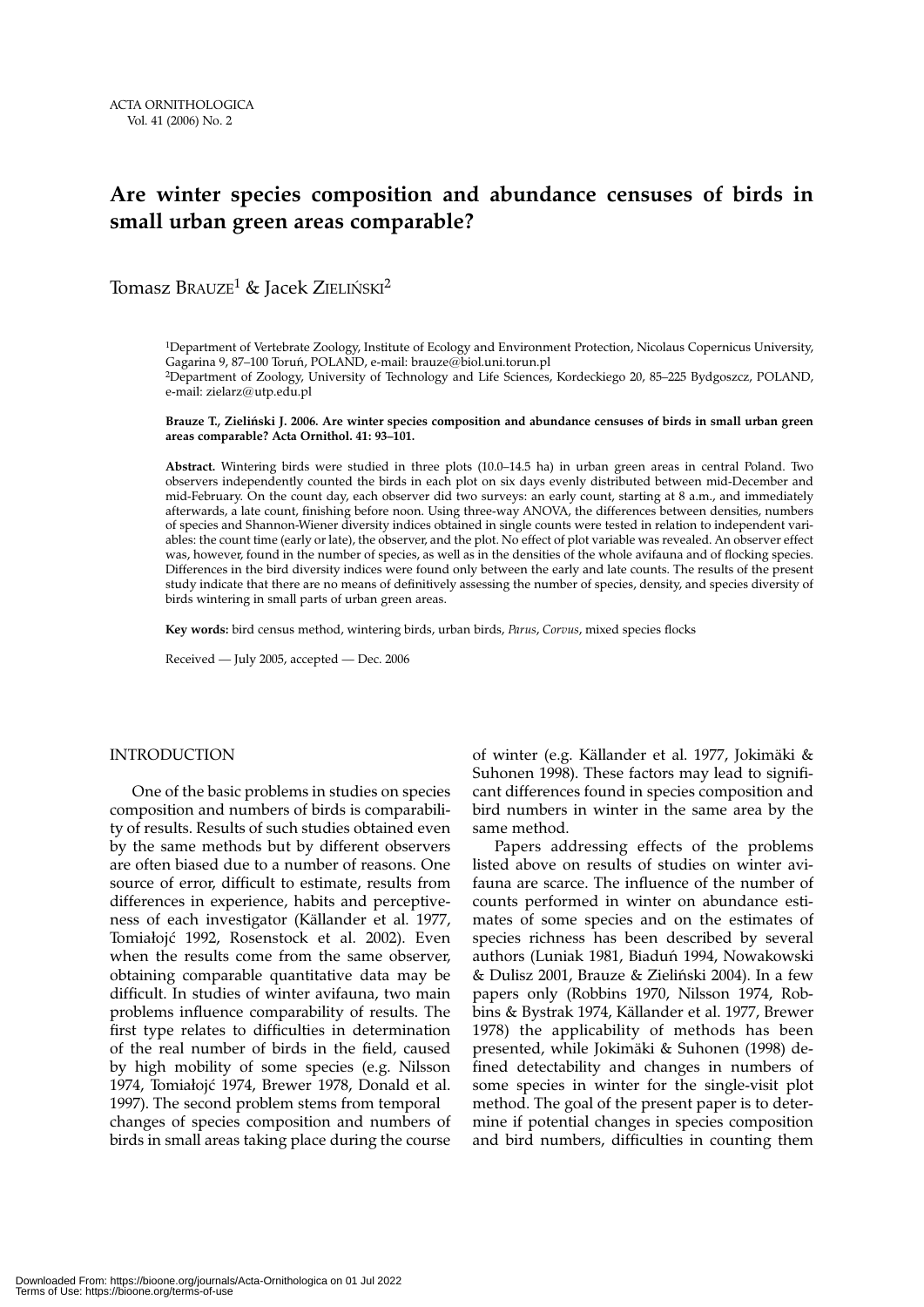ACTA ORNITHOLOGICA
Vol. 41 (2006) No. 2

# Are winter species composition and abundance censuses of birds in small urban green areas comparable?

Tomasz Brauze[1] & Jacek Zieliński[2]

[1]Department of Vertebrate Zoology, Institute of Ecology and Environment Protection, Nicolaus Copernicus University, Gagarina 9, 87–100 Toruń, POLAND, e-mail: brauze@biol.uni.torun.pl
[2]Department of Zoology, University of Technology and Life Sciences, Kordeckiego 20, 85–225 Bydgoszcz, POLAND, e-mail: zielarz@utp.edu.pl

**Brauze T., Zieliński J. 2006. Are winter species composition and abundance censuses of birds in small urban green areas comparable? Acta Ornithol. 41: 93–101.**

**Abstract.** Wintering birds were studied in three plots (10.0–14.5 ha) in urban green areas in central Poland. Two observers independently counted the birds in each plot on six days evenly distributed between mid-December and mid-February. On the count day, each observer did two surveys: an early count, starting at 8 a.m., and immediately afterwards, a late count, finishing before noon. Using three-way ANOVA, the differences between densities, numbers of species and Shannon-Wiener diversity indices obtained in single counts were tested in relation to independent variables: the count time (early or late), the observer, and the plot. No effect of plot variable was revealed. An observer effect was, however, found in the number of species, as well as in the densities of the whole avifauna and of flocking species. Differences in the bird diversity indices were found only between the early and late counts. The results of the present study indicate that there are no means of definitively assessing the number of species, density, and species diversity of birds wintering in small parts of urban green areas.

**Key words:** bird census method, wintering birds, urban birds, *Parus*, *Corvus*, mixed species flocks

Received — July 2005, accepted — Dec. 2006

## INTRODUCTION

One of the basic problems in studies on species composition and numbers of birds is comparability of results. Results of such studies obtained even by the same methods but by different observers are often biased due to a number of reasons. One source of error, difficult to estimate, results from differences in experience, habits and perceptiveness of each investigator (Källander et al. 1977, Tomiałojć 1992, Rosenstock et al. 2002). Even when the results come from the same observer, obtaining comparable quantitative data may be difficult. In studies of winter avifauna, two main problems influence comparability of results. The first type relates to difficulties in determination of the real number of birds in the field, caused by high mobility of some species (e.g. Nilsson 1974, Tomiałojć 1974, Brewer 1978, Donald et al. 1997). The second problem stems from temporal changes of species composition and numbers of birds in small areas taking place during the course of winter (e.g. Källander et al. 1977, Jokimäki & Suhonen 1998). These factors may lead to significant differences found in species composition and bird numbers in winter in the same area by the same method.

Papers addressing effects of the problems listed above on results of studies on winter avifauna are scarce. The influence of the number of counts performed in winter on abundance estimates of some species and on the estimates of species richness has been described by several authors (Luniak 1981, Biaduń 1994, Nowakowski & Dulisz 2001, Brauze & Zieliński 2004). In a few papers only (Robbins 1970, Nilsson 1974, Robbins & Bystrak 1974, Källander et al. 1977, Brewer 1978) the applicability of methods has been presented, while Jokimäki & Suhonen (1998) defined detectability and changes in numbers of some species in winter for the single-visit plot method. The goal of the present paper is to determine if potential changes in species composition and bird numbers, difficulties in counting them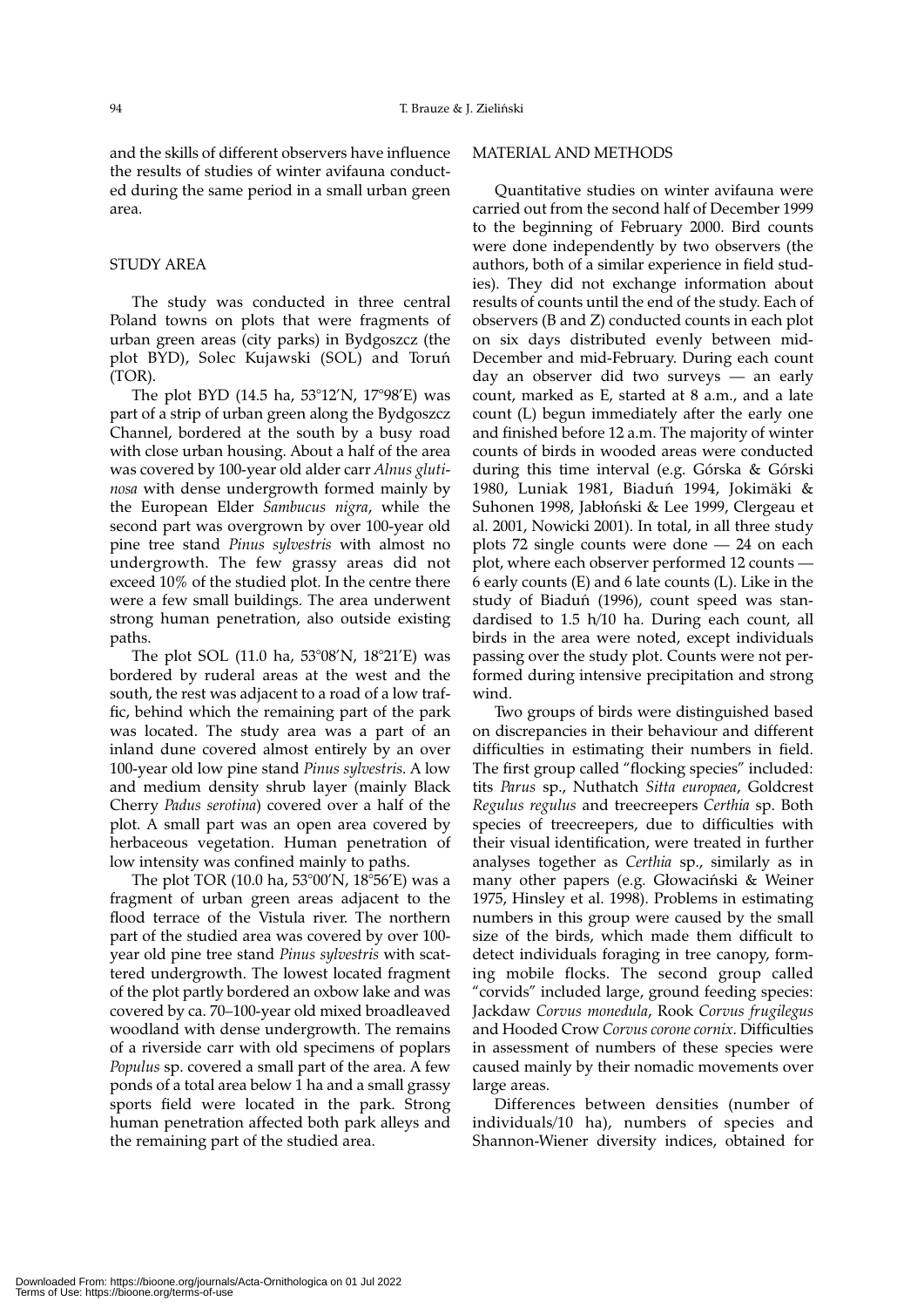and the skills of different observers have influence the results of studies of winter avifauna conducted during the same period in a small urban green area.

## STUDY AREA

The study was conducted in three central Poland towns on plots that were fragments of urban green areas (city parks) in Bydgoszcz (the plot BYD), Solec Kujawski (SOL) and Toruń (TOR).

The plot BYD (14.5 ha, 53°12′N, 17°98′E) was part of a strip of urban green along the Bydgoszcz Channel, bordered at the south by a busy road with close urban housing. About a half of the area was covered by 100-year old alder carr *Alnus glutinosa* with dense undergrowth formed mainly by the European Elder *Sambucus nigra*, while the second part was overgrown by over 100-year old pine tree stand *Pinus sylvestris* with almost no undergrowth. The few grassy areas did not exceed 10% of the studied plot. In the centre there were a few small buildings. The area underwent strong human penetration, also outside existing paths.

The plot SOL (11.0 ha, 53°08′N, 18°21′E) was bordered by ruderal areas at the west and the south, the rest was adjacent to a road of a low traffic, behind which the remaining part of the park was located. The study area was a part of an inland dune covered almost entirely by an over 100-year old low pine stand *Pinus sylvestris*. A low and medium density shrub layer (mainly Black Cherry *Padus serotina*) covered over a half of the plot. A small part was an open area covered by herbaceous vegetation. Human penetration of low intensity was confined mainly to paths.

The plot TOR (10.0 ha, 53°00′N, 18°56′E) was a fragment of urban green areas adjacent to the flood terrace of the Vistula river. The northern part of the studied area was covered by over 100-year old pine tree stand *Pinus sylvestris* with scattered undergrowth. The lowest located fragment of the plot partly bordered an oxbow lake and was covered by ca. 70–100-year old mixed broadleaved woodland with dense undergrowth. The remains of a riverside carr with old specimens of poplars *Populus* sp. covered a small part of the area. A few ponds of a total area below 1 ha and a small grassy sports field were located in the park. Strong human penetration affected both park alleys and the remaining part of the studied area.

## MATERIAL AND METHODS

Quantitative studies on winter avifauna were carried out from the second half of December 1999 to the beginning of February 2000. Bird counts were done independently by two observers (the authors, both of a similar experience in field studies). They did not exchange information about results of counts until the end of the study. Each of observers (B and Z) conducted counts in each plot on six days distributed evenly between mid-December and mid-February. During each count day an observer did two surveys — an early count, marked as E, started at 8 a.m., and a late count (L) begun immediately after the early one and finished before 12 a.m. The majority of winter counts of birds in wooded areas were conducted during this time interval (e.g. Górska & Górski 1980, Luniak 1981, Biaduń 1994, Jokimäki & Suhonen 1998, Jabłoński & Lee 1999, Clergeau et al. 2001, Nowicki 2001). In total, in all three study plots 72 single counts were done — 24 on each plot, where each observer performed 12 counts — 6 early counts (E) and 6 late counts (L). Like in the study of Biaduń (1996), count speed was standardised to 1.5 h/10 ha. During each count, all birds in the area were noted, except individuals passing over the study plot. Counts were not performed during intensive precipitation and strong wind.

Two groups of birds were distinguished based on discrepancies in their behaviour and different difficulties in estimating their numbers in field. The first group called "flocking species" included: tits *Parus* sp., Nuthatch *Sitta europaea*, Goldcrest *Regulus regulus* and treecreepers *Certhia* sp. Both species of treecreepers, due to difficulties with their visual identification, were treated in further analyses together as *Certhia* sp., similarly as in many other papers (e.g. Głowaciński & Weiner 1975, Hinsley et al. 1998). Problems in estimating numbers in this group were caused by the small size of the birds, which made them difficult to detect individuals foraging in tree canopy, forming mobile flocks. The second group called "corvids" included large, ground feeding species: Jackdaw *Corvus monedula*, Rook *Corvus frugilegus* and Hooded Crow *Corvus corone cornix*. Difficulties in assessment of numbers of these species were caused mainly by their nomadic movements over large areas.

Differences between densities (number of individuals/10 ha), numbers of species and Shannon-Wiener diversity indices, obtained for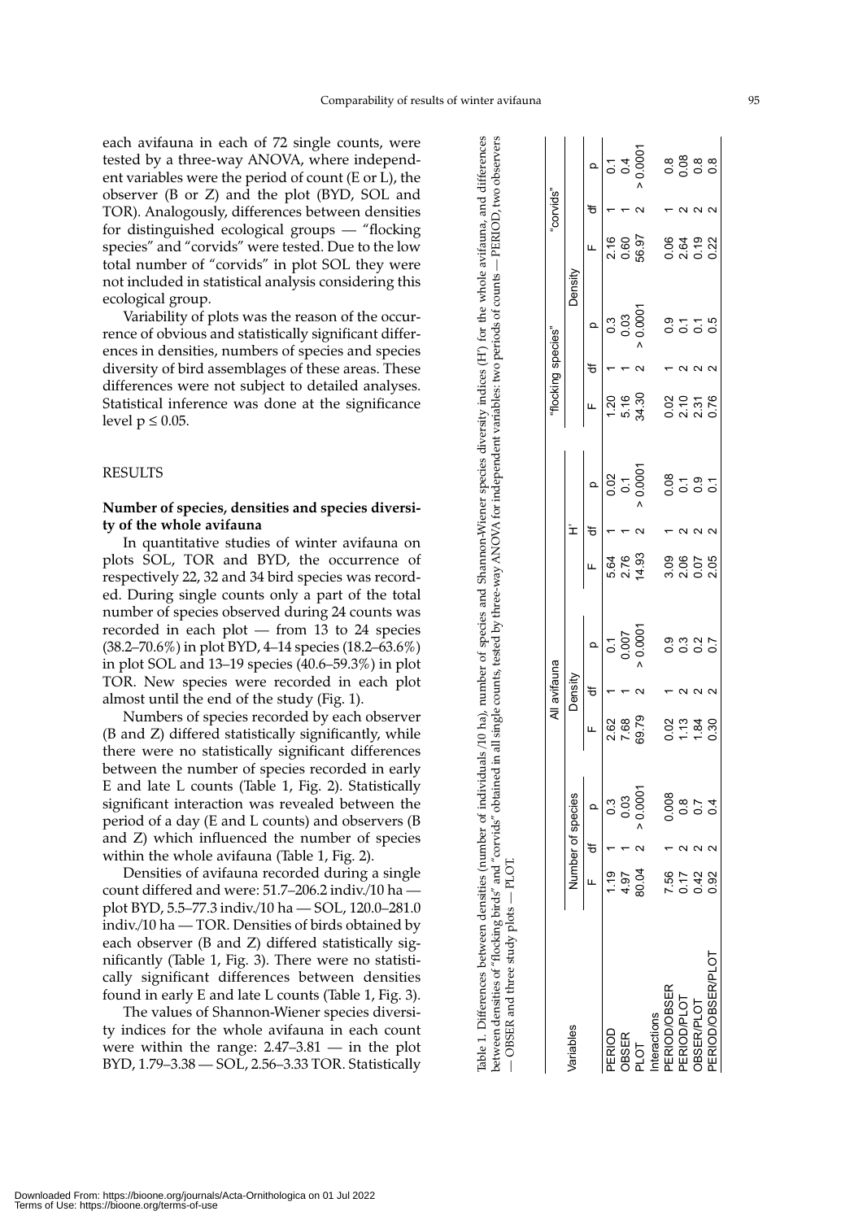each avifauna in each of 72 single counts, were tested by a three-way ANOVA, where independent variables were the period of count (E or L), the observer (B or Z) and the plot (BYD, SOL and TOR). Analogously, differences between densities for distinguished ecological groups — "flocking species" and "corvids" were tested. Due to the low total number of "corvids" in plot SOL they were not included in statistical analysis considering this ecological group.

Variability of plots was the reason of the occurrence of obvious and statistically significant differences in densities, numbers of species and species diversity of bird assemblages of these areas. These differences were not subject to detailed analyses. Statistical inference was done at the significance level $p \leq 0.05$.

## RESULTS

### Number of species, densities and species diversity of the whole avifauna

In quantitative studies of winter avifauna on plots SOL, TOR and BYD, the occurrence of respectively 22, 32 and 34 bird species was recorded. During single counts only a part of the total number of species observed during 24 counts was recorded in each plot — from 13 to 24 species (38.2–70.6%) in plot BYD, 4–14 species (18.2–63.6%) in plot SOL and 13–19 species (40.6–59.3%) in plot TOR. New species were recorded in each plot almost until the end of the study (Fig. 1).

Numbers of species recorded by each observer (B and Z) differed statistically significantly, while there were no statistically significant differences between the number of species recorded in early E and late L counts (Table 1, Fig. 2). Statistically significant interaction was revealed between the period of a day (E and L counts) and observers (B and Z) which influenced the number of species within the whole avifauna (Table 1, Fig. 2).

Densities of avifauna recorded during a single count differed and were: 51.7–206.2 indiv./10 ha — plot BYD, 5.5–77.3 indiv./10 ha — SOL, 120.0–281.0 indiv./10 ha — TOR. Densities of birds obtained by each observer (B and Z) differed statistically significantly (Table 1, Fig. 3). There were no statistically significant differences between densities found in early E and late L counts (Table 1, Fig. 3).

The values of Shannon-Wiener species diversity indices for the whole avifauna in each count were within the range: 2.47–3.81 — in the plot BYD, 1.79–3.38 — SOL, 2.56–3.33 TOR. Statistically

Table 1. Differences between densities (number of individuals /10 ha), number of species and Shannon-Wiener species diversity indices (H') for the whole avifauna, and differences between densities of "flocking birds" and "corvids" obtained in all single counts, tested by three-way ANOVA for independent variables: two periods of counts — PERIOD, two observers — OBSER and three study plots — PLOT.

| Variables | All avifauna | | | | | | | | | "flocking species" | | | "corvids" | | |
|---|---|---|---|---|---|---|---|---|---|---|---|---|---|---|---|
| | Number of species | | | Density | | | H' | | | Density | | | | | |
| | F | df | p | F | df | p | F | df | p | F | df | p | F | df | p |
| PERIOD | 1.19 | 1 | 0.3 | 2.62 | 1 | 0.1 | 5.64 | 1 | 0.02 | 1.20 | 1 | 0.3 | 2.16 | 1 | 0.1 |
| OBSER | 4.97 | 1 | 0.03 | 7.68 | 1 | 0.007 | 2.76 | 1 | 0.1 | 5.16 | 1 | 0.03 | 0.60 | 1 | 0.4 |
| PLOT | 80.04 | 2 | > 0.0001 | 69.79 | 2 | > 0.0001 | 14.93 | 2 | > 0.0001 | 34.30 | 2 | > 0.0001 | 56.97 | 2 | > 0.0001 |
| Interactions | | | | | | | | | | | | | | | |
| PERIOD/OBSER | 7.56 | 1 | 0.008 | 0.02 | 1 | 0.9 | 3.09 | 1 | 0.08 | 0.02 | 1 | 0.9 | 0.06 | 1 | 0.8 |
| PERIOD/PLOT | 0.17 | 2 | 0.8 | 1.13 | 2 | 0.3 | 2.06 | 2 | 0.1 | 2.10 | 2 | 0.1 | 2.64 | 2 | 0.08 |
| OBSER/PLOT | 0.42 | 2 | 0.7 | 1.84 | 2 | 0.2 | 0.07 | 2 | 0.9 | 2.31 | 2 | 0.1 | 0.19 | 2 | 0.8 |
| PERIOD/OBSER/PLOT | 0.92 | 2 | 0.4 | 0.30 | 2 | 0.7 | 2.05 | 2 | 0.1 | 0.76 | 2 | 0.5 | 0.22 | 2 | 0.8 |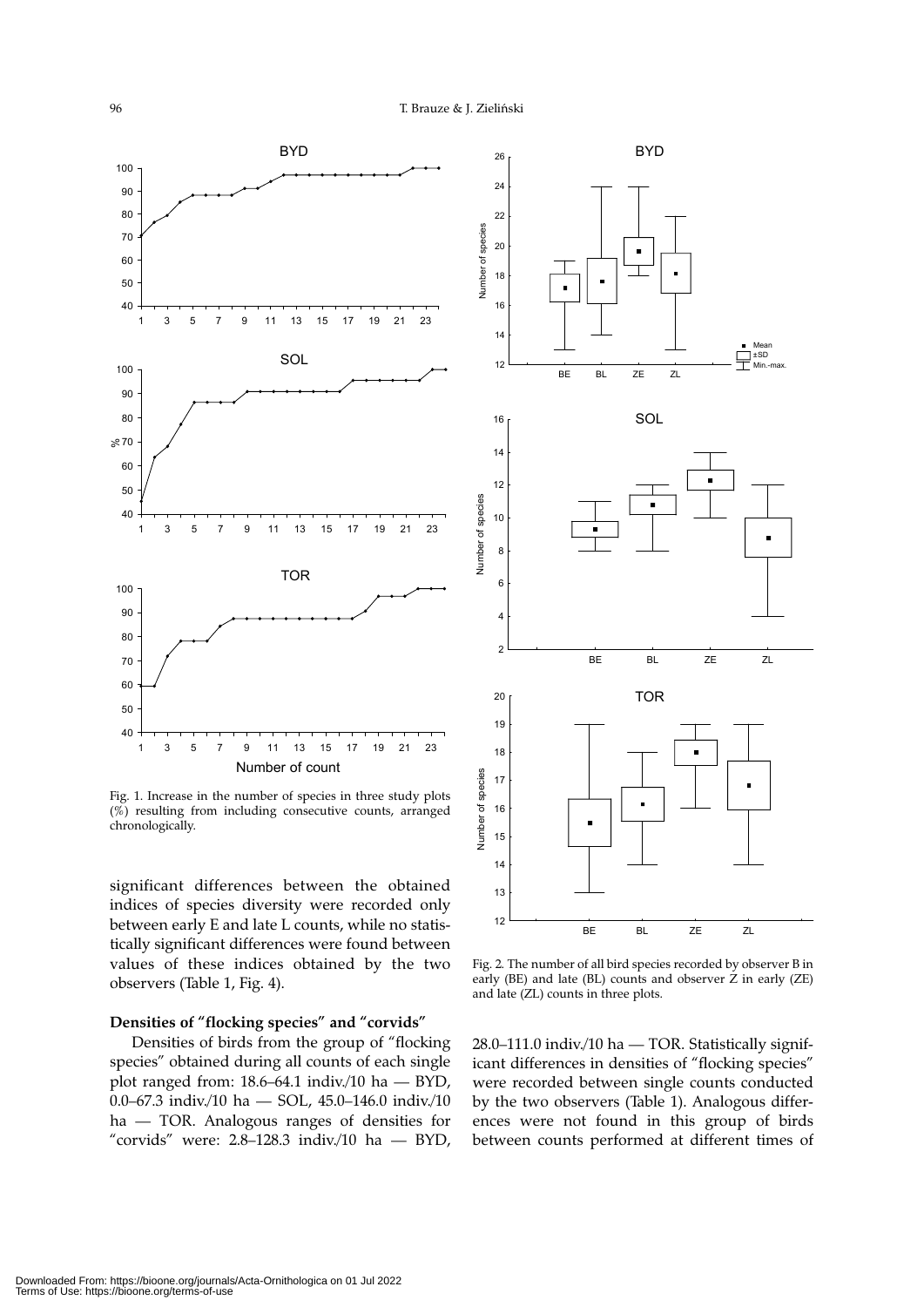Fig. 1. Increase in the number of species in three study plots (%) resulting from including consecutive counts, arranged chronologically.

Fig. 2. The number of all bird species recorded by observer B in early (BE) and late (BL) counts and observer Z in early (ZE) and late (ZL) counts in three plots.

significant differences between the obtained indices of species diversity were recorded only between early E and late L counts, while no statistically significant differences were found between values of these indices obtained by the two observers (Table 1, Fig. 4).

**Densities of "flocking species" and "corvids"**

Densities of birds from the group of "flocking species" obtained during all counts of each single plot ranged from: 18.6–64.1 indiv./10 ha — BYD, 0.0–67.3 indiv./10 ha — SOL, 45.0–146.0 indiv./10 ha — TOR. Analogous ranges of densities for "corvids" were: 2.8–128.3 indiv./10 ha — BYD, 28.0–111.0 indiv./10 ha — TOR. Statistically significant differences in densities of "flocking species" were recorded between single counts conducted by the two observers (Table 1). Analogous differences were not found in this group of birds between counts performed at different times of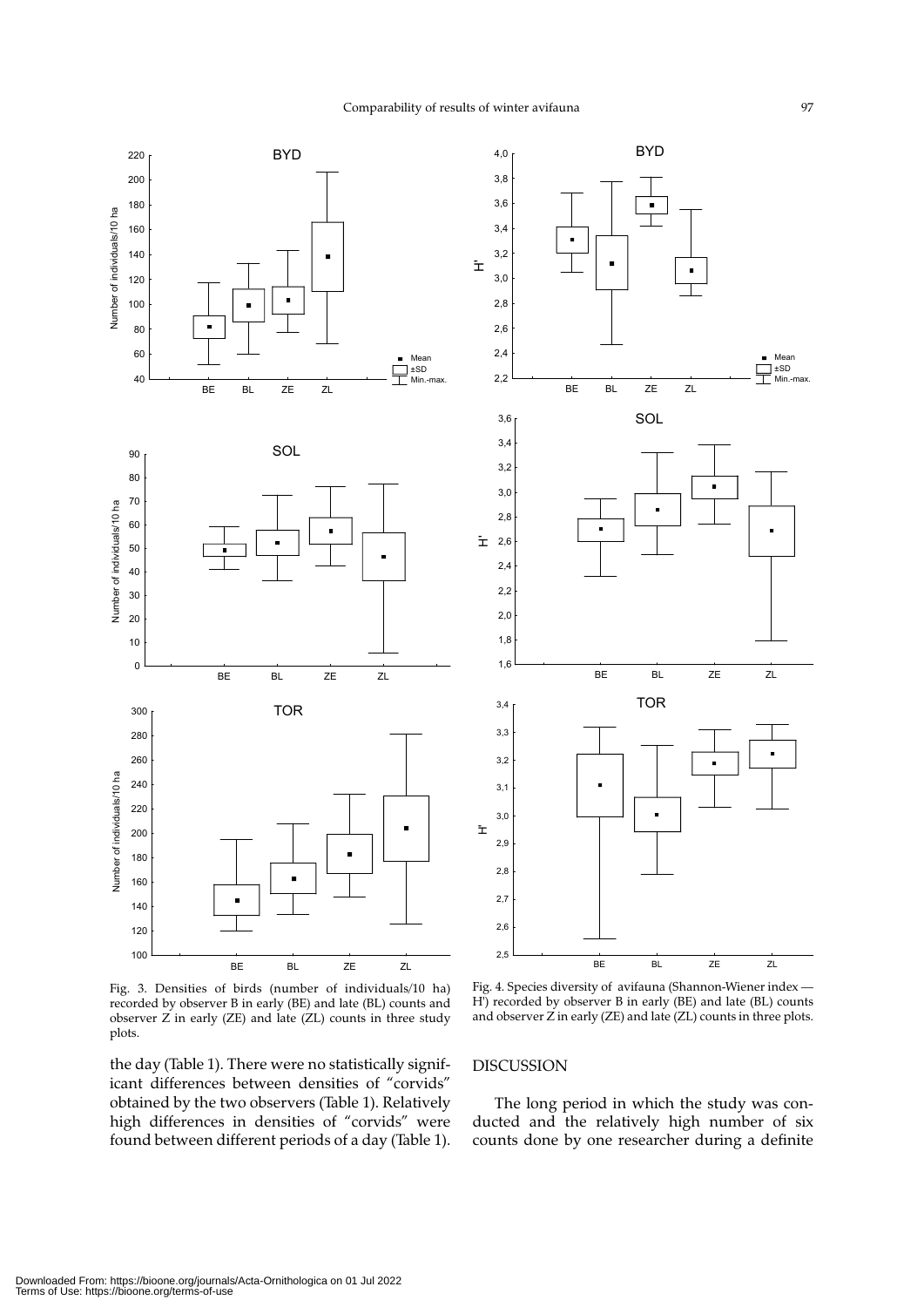Fig. 3. Densities of birds (number of individuals/10 ha) recorded by observer B in early (BE) and late (BL) counts and observer Z in early (ZE) and late (ZL) counts in three study plots.

Fig. 4. Species diversity of avifauna (Shannon-Wiener index — H') recorded by observer B in early (BE) and late (BL) counts and observer Z in early (ZE) and late (ZL) counts in three plots.

the day (Table 1). There were no statistically significant differences between densities of "corvids" obtained by the two observers (Table 1). Relatively high differences in densities of "corvids" were found between different periods of a day (Table 1).

## DISCUSSION

The long period in which the study was conducted and the relatively high number of six counts done by one researcher during a definite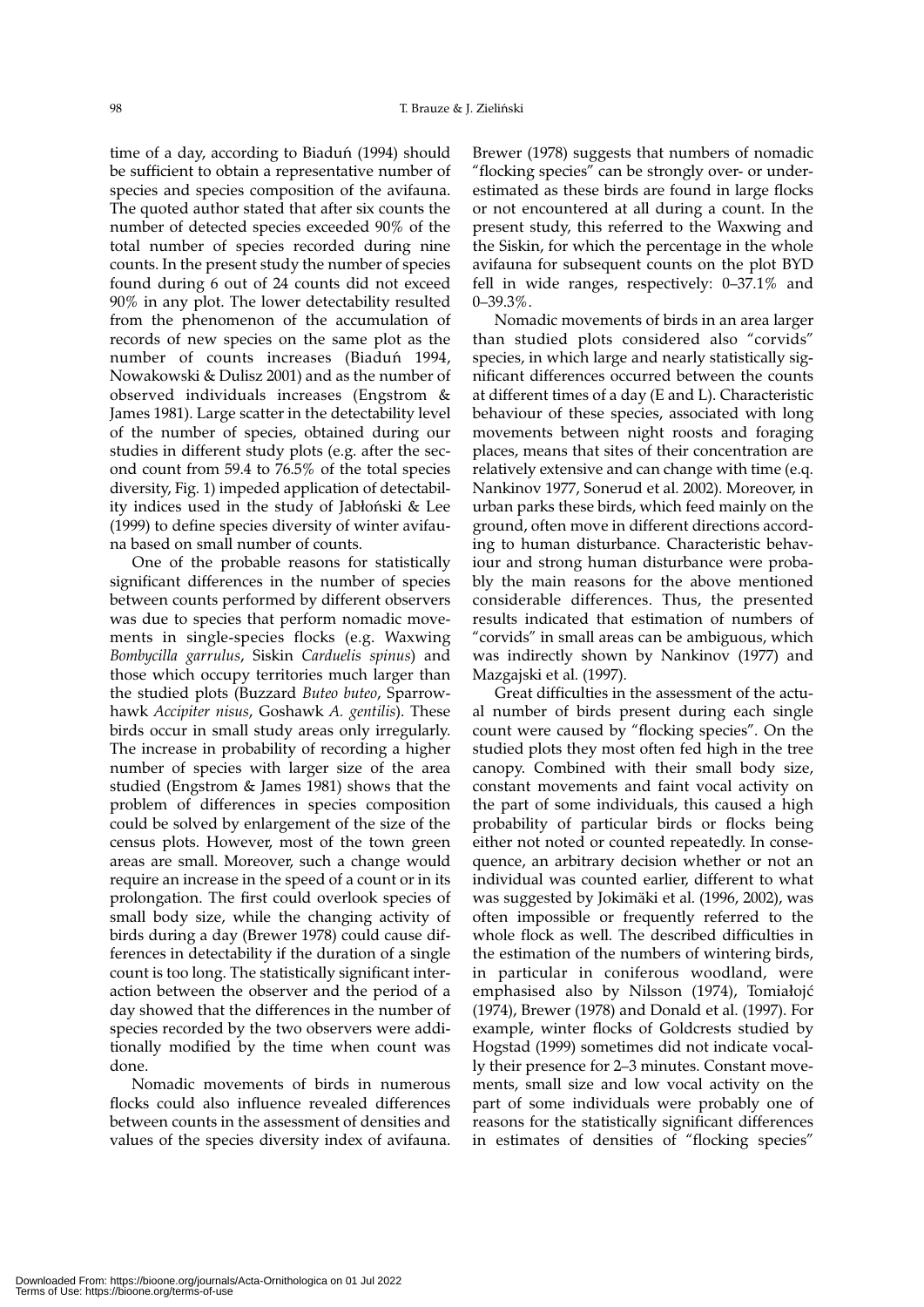time of a day, according to Biaduń (1994) should be sufficient to obtain a representative number of species and species composition of the avifauna. The quoted author stated that after six counts the number of detected species exceeded 90% of the total number of species recorded during nine counts. In the present study the number of species found during 6 out of 24 counts did not exceed 90% in any plot. The lower detectability resulted from the phenomenon of the accumulation of records of new species on the same plot as the number of counts increases (Biaduń 1994, Nowakowski & Dulisz 2001) and as the number of observed individuals increases (Engstrom & James 1981). Large scatter in the detectability level of the number of species, obtained during our studies in different study plots (e.g. after the second count from 59.4 to 76.5% of the total species diversity, Fig. 1) impeded application of detectability indices used in the study of Jabłoński & Lee (1999) to define species diversity of winter avifauna based on small number of counts.

One of the probable reasons for statistically significant differences in the number of species between counts performed by different observers was due to species that perform nomadic movements in single-species flocks (e.g. Waxwing *Bombycilla garrulus*, Siskin *Carduelis spinus*) and those which occupy territories much larger than the studied plots (Buzzard *Buteo buteo*, Sparrowhawk *Accipiter nisus*, Goshawk *A. gentilis*). These birds occur in small study areas only irregularly. The increase in probability of recording a higher number of species with larger size of the area studied (Engstrom & James 1981) shows that the problem of differences in species composition could be solved by enlargement of the size of the census plots. However, most of the town green areas are small. Moreover, such a change would require an increase in the speed of a count or in its prolongation. The first could overlook species of small body size, while the changing activity of birds during a day (Brewer 1978) could cause differences in detectability if the duration of a single count is too long. The statistically significant interaction between the observer and the period of a day showed that the differences in the number of species recorded by the two observers were additionally modified by the time when count was done.

Nomadic movements of birds in numerous flocks could also influence revealed differences between counts in the assessment of densities and values of the species diversity index of avifauna. Brewer (1978) suggests that numbers of nomadic "flocking species" can be strongly over- or underestimated as these birds are found in large flocks or not encountered at all during a count. In the present study, this referred to the Waxwing and the Siskin, for which the percentage in the whole avifauna for subsequent counts on the plot BYD fell in wide ranges, respectively: 0–37.1% and 0–39.3%.

Nomadic movements of birds in an area larger than studied plots considered also "corvids" species, in which large and nearly statistically significant differences occurred between the counts at different times of a day (E and L). Characteristic behaviour of these species, associated with long movements between night roosts and foraging places, means that sites of their concentration are relatively extensive and can change with time (e.q. Nankinov 1977, Sonerud et al. 2002). Moreover, in urban parks these birds, which feed mainly on the ground, often move in different directions according to human disturbance. Characteristic behaviour and strong human disturbance were probably the main reasons for the above mentioned considerable differences. Thus, the presented results indicated that estimation of numbers of "corvids" in small areas can be ambiguous, which was indirectly shown by Nankinov (1977) and Mazgajski et al. (1997).

Great difficulties in the assessment of the actual number of birds present during each single count were caused by "flocking species". On the studied plots they most often fed high in the tree canopy. Combined with their small body size, constant movements and faint vocal activity on the part of some individuals, this caused a high probability of particular birds or flocks being either not noted or counted repeatedly. In consequence, an arbitrary decision whether or not an individual was counted earlier, different to what was suggested by Jokimäki et al. (1996, 2002), was often impossible or frequently referred to the whole flock as well. The described difficulties in the estimation of the numbers of wintering birds, in particular in coniferous woodland, were emphasised also by Nilsson (1974), Tomiałojć (1974), Brewer (1978) and Donald et al. (1997). For example, winter flocks of Goldcrests studied by Hogstad (1999) sometimes did not indicate vocally their presence for 2–3 minutes. Constant movements, small size and low vocal activity on the part of some individuals were probably one of reasons for the statistically significant differences in estimates of densities of "flocking species"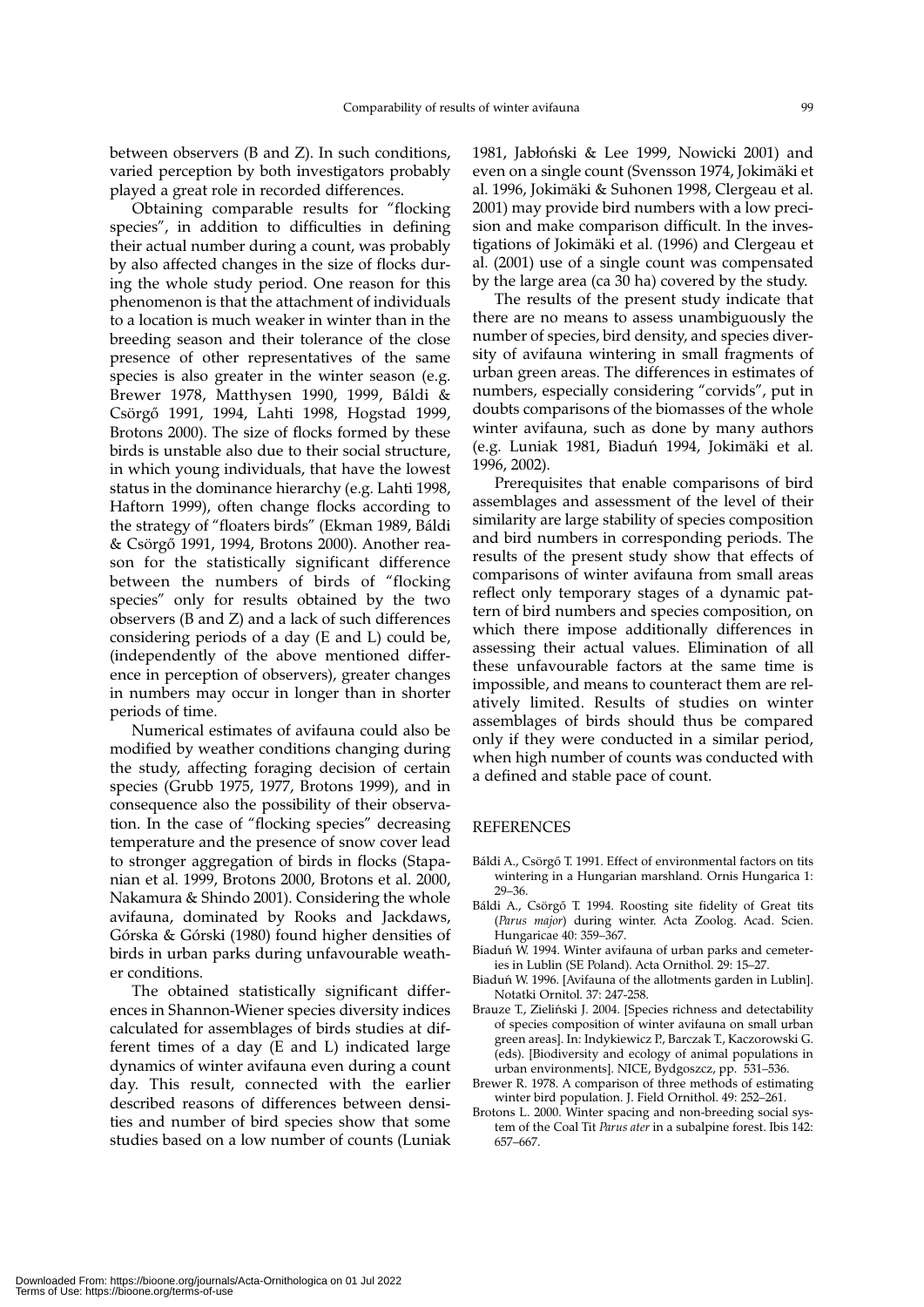between observers (B and Z). In such conditions, varied perception by both investigators probably played a great role in recorded differences.

Obtaining comparable results for "flocking species", in addition to difficulties in defining their actual number during a count, was probably by also affected changes in the size of flocks during the whole study period. One reason for this phenomenon is that the attachment of individuals to a location is much weaker in winter than in the breeding season and their tolerance of the close presence of other representatives of the same species is also greater in the winter season (e.g. Brewer 1978, Matthysen 1990, 1999, Báldi & Csörgő 1991, 1994, Lahti 1998, Hogstad 1999, Brotons 2000). The size of flocks formed by these birds is unstable also due to their social structure, in which young individuals, that have the lowest status in the dominance hierarchy (e.g. Lahti 1998, Haftorn 1999), often change flocks according to the strategy of "floaters birds" (Ekman 1989, Báldi & Csörgő 1991, 1994, Brotons 2000). Another reason for the statistically significant difference between the numbers of birds of "flocking species" only for results obtained by the two observers (B and Z) and a lack of such differences considering periods of a day (E and L) could be, (independently of the above mentioned difference in perception of observers), greater changes in numbers may occur in longer than in shorter periods of time.

Numerical estimates of avifauna could also be modified by weather conditions changing during the study, affecting foraging decision of certain species (Grubb 1975, 1977, Brotons 1999), and in consequence also the possibility of their observation. In the case of "flocking species" decreasing temperature and the presence of snow cover lead to stronger aggregation of birds in flocks (Stapanian et al. 1999, Brotons 2000, Brotons et al. 2000, Nakamura & Shindo 2001). Considering the whole avifauna, dominated by Rooks and Jackdaws, Górska & Górski (1980) found higher densities of birds in urban parks during unfavourable weather conditions.

The obtained statistically significant differences in Shannon-Wiener species diversity indices calculated for assemblages of birds studies at different times of a day (E and L) indicated large dynamics of winter avifauna even during a count day. This result, connected with the earlier described reasons of differences between densities and number of bird species show that some studies based on a low number of counts (Luniak 1981, Jabłoński & Lee 1999, Nowicki 2001) and even on a single count (Svensson 1974, Jokimäki et al. 1996, Jokimäki & Suhonen 1998, Clergeau et al. 2001) may provide bird numbers with a low precision and make comparison difficult. In the investigations of Jokimäki et al. (1996) and Clergeau et al. (2001) use of a single count was compensated by the large area (ca 30 ha) covered by the study.

The results of the present study indicate that there are no means to assess unambiguously the number of species, bird density, and species diversity of avifauna wintering in small fragments of urban green areas. The differences in estimates of numbers, especially considering "corvids", put in doubts comparisons of the biomasses of the whole winter avifauna, such as done by many authors (e.g. Luniak 1981, Biaduń 1994, Jokimäki et al. 1996, 2002).

Prerequisites that enable comparisons of bird assemblages and assessment of the level of their similarity are large stability of species composition and bird numbers in corresponding periods. The results of the present study show that effects of comparisons of winter avifauna from small areas reflect only temporary stages of a dynamic pattern of bird numbers and species composition, on which there impose additionally differences in assessing their actual values. Elimination of all these unfavourable factors at the same time is impossible, and means to counteract them are relatively limited. Results of studies on winter assemblages of birds should thus be compared only if they were conducted in a similar period, when high number of counts was conducted with a defined and stable pace of count.

## REFERENCES

- Báldi A., Csörgő T. 1991. Effect of environmental factors on tits wintering in a Hungarian marshland. Ornis Hungarica 1: 29–36.
- Báldi A., Csörgő T. 1994. Roosting site fidelity of Great tits (*Parus major*) during winter. Acta Zoolog. Acad. Scien. Hungaricae 40: 359–367.
- Biaduń W. 1994. Winter avifauna of urban parks and cemeteries in Lublin (SE Poland). Acta Ornithol. 29: 15–27.
- Biaduń W. 1996. [Avifauna of the allotments garden in Lublin]. Notatki Ornitol. 37: 247-258.
- Brauze T., Zieliński J. 2004. [Species richness and detectability of species composition of winter avifauna on small urban green areas]. In: Indykiewicz P., Barczak T., Kaczorowski G. (eds). [Biodiversity and ecology of animal populations in urban environments]. NICE, Bydgoszcz, pp. 531–536.
- Brewer R. 1978. A comparison of three methods of estimating winter bird population. J. Field Ornithol. 49: 252–261.
- Brotons L. 2000. Winter spacing and non-breeding social system of the Coal Tit *Parus ater* in a subalpine forest. Ibis 142: 657–667.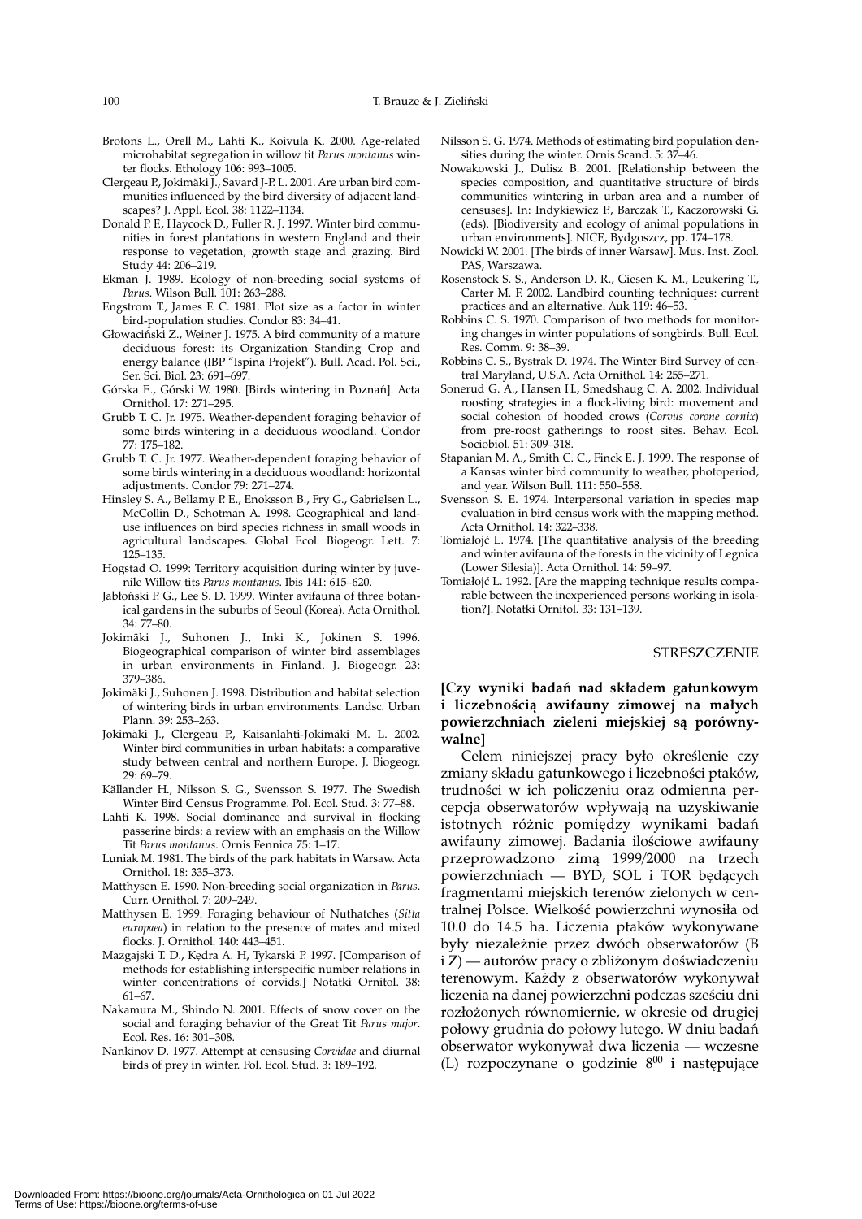Brotons L., Orell M., Lahti K., Koivula K. 2000. Age-related microhabitat segregation in willow tit *Parus montanus* winter flocks. Ethology 106: 993–1005.

Clergeau P., Jokimäki J., Savard J-P. L. 2001. Are urban bird communities influenced by the bird diversity of adjacent landscapes? J. Appl. Ecol. 38: 1122–1134.

Donald P. F., Haycock D., Fuller R. J. 1997. Winter bird communities in forest plantations in western England and their response to vegetation, growth stage and grazing. Bird Study 44: 206–219.

Ekman J. 1989. Ecology of non-breeding social systems of *Parus*. Wilson Bull. 101: 263–288.

Engstrom T., James F. C. 1981. Plot size as a factor in winter bird-population studies. Condor 83: 34–41.

Głowaciński Z., Weiner J. 1975. A bird community of a mature deciduous forest: its Organization Standing Crop and energy balance (IBP "Ispina Projekt"). Bull. Acad. Pol. Sci., Ser. Sci. Biol. 23: 691–697.

Górska E., Górski W. 1980. [Birds wintering in Poznań]. Acta Ornithol. 17: 271–295.

Grubb T. C. Jr. 1975. Weather-dependent foraging behavior of some birds wintering in a deciduous woodland. Condor 77: 175–182.

Grubb T. C. Jr. 1977. Weather-dependent foraging behavior of some birds wintering in a deciduous woodland: horizontal adjustments. Condor 79: 271–274.

Hinsley S. A., Bellamy P. E., Enoksson B., Fry G., Gabrielsen L., McCollin D., Schotman A. 1998. Geographical and land-use influences on bird species richness in small woods in agricultural landscapes. Global Ecol. Biogeogr. Lett. 7: 125–135.

Hogstad O. 1999: Territory acquisition during winter by juvenile Willow tits *Parus montanus*. Ibis 141: 615–620.

Jabłoński P. G., Lee S. D. 1999. Winter avifauna of three botanical gardens in the suburbs of Seoul (Korea). Acta Ornithol. 34: 77–80.

Jokimäki J., Suhonen J., Inki K., Jokinen S. 1996. Biogeographical comparison of winter bird assemblages in urban environments in Finland. J. Biogeogr. 23: 379–386.

Jokimäki J., Suhonen J. 1998. Distribution and habitat selection of wintering birds in urban environments. Landsc. Urban Plann. 39: 253–263.

Jokimäki J., Clergeau P., Kaisanlahti-Jokimäki M. L. 2002. Winter bird communities in urban habitats: a comparative study between central and northern Europe. J. Biogeogr. 29: 69–79.

Källander H., Nilsson S. G., Svensson S. 1977. The Swedish Winter Bird Census Programme. Pol. Ecol. Stud. 3: 77–88.

Lahti K. 1998. Social dominance and survival in flocking passerine birds: a review with an emphasis on the Willow Tit *Parus montanus*. Ornis Fennica 75: 1–17.

Luniak M. 1981. The birds of the park habitats in Warsaw. Acta Ornithol. 18: 335–373.

Matthysen E. 1990. Non-breeding social organization in *Parus*. Curr. Ornithol. 7: 209–249.

Matthysen E. 1999. Foraging behaviour of Nuthatches (*Sitta europaea*) in relation to the presence of mates and mixed flocks. J. Ornithol. 140: 443–451.

Mazgajski T. D., Kędra A. H, Tykarski P. 1997. [Comparison of methods for establishing interspecific number relations in winter concentrations of corvids.] Notatki Ornitol. 38: 61–67.

Nakamura M., Shindo N. 2001. Effects of snow cover on the social and foraging behavior of the Great Tit *Parus major*. Ecol. Res. 16: 301–308.

Nankinov D. 1977. Attempt at censusing *Corvidae* and diurnal birds of prey in winter. Pol. Ecol. Stud. 3: 189–192.

Nilsson S. G. 1974. Methods of estimating bird population densities during the winter. Ornis Scand. 5: 37–46.

Nowakowski J., Dulisz B. 2001. [Relationship between the species composition, and quantitative structure of birds communities wintering in urban area and a number of censuses]. In: Indykiewicz P., Barczak T., Kaczorowski G. (eds). [Biodiversity and ecology of animal populations in urban environments]. NICE, Bydgoszcz, pp. 174–178.

Nowicki W. 2001. [The birds of inner Warsaw]. Mus. Inst. Zool. PAS, Warszawa.

Rosenstock S. S., Anderson D. R., Giesen K. M., Leukering T., Carter M. F. 2002. Landbird counting techniques: current practices and an alternative. Auk 119: 46–53.

Robbins C. S. 1970. Comparison of two methods for monitoring changes in winter populations of songbirds. Bull. Ecol. Res. Comm. 9: 38–39.

Robbins C. S., Bystrak D. 1974. The Winter Bird Survey of central Maryland, U.S.A. Acta Ornithol. 14: 255–271.

Sonerud G. A., Hansen H., Smedshaug C. A. 2002. Individual roosting strategies in a flock-living bird: movement and social cohesion of hooded crows (*Corvus corone cornix*) from pre-roost gatherings to roost sites. Behav. Ecol. Sociobiol. 51: 309–318.

Stapanian M. A., Smith C. C., Finck E. J. 1999. The response of a Kansas winter bird community to weather, photoperiod, and year. Wilson Bull. 111: 550–558.

Svensson S. E. 1974. Interpersonal variation in species map evaluation in bird census work with the mapping method. Acta Ornithol. 14: 322–338.

Tomiałojć L. 1974. [The quantitative analysis of the breeding and winter avifauna of the forests in the vicinity of Legnica (Lower Silesia)]. Acta Ornithol. 14: 59–97.

Tomiałojć L. 1992. [Are the mapping technique results comparable between the inexperienced persons working in isolation?]. Notatki Ornitol. 33: 131–139.

## STRESZCZENIE

**[Czy wyniki badań nad składem gatunkowym i liczebnością awifauny zimowej na małych powierzchniach zieleni miejskiej są porównywalne]**

Celem niniejszej pracy było określenie czy zmiany składu gatunkowego i liczebności ptaków, trudności w ich policzeniu oraz odmienna percepcja obserwatorów wpływają na uzyskiwanie istotnych różnic pomiędzy wynikami badań awifauny zimowej. Badania ilościowe awifauny przeprowadzono zimą 1999/2000 na trzech powierzchniach — BYD, SOL i TOR będących fragmentami miejskich terenów zielonych w centralnej Polsce. Wielkość powierzchni wynosiła od 10.0 do 14.5 ha. Liczenia ptaków wykonywane były niezależnie przez dwóch obserwatorów (B i Z) — autorów pracy o zbliżonym doświadczeniu terenowym. Każdy z obserwatorów wykonywał liczenia na danej powierzchni podczas sześciu dni rozłożonych równomiernie, w okresie od drugiej połowy grudnia do połowy lutego. W dniu badań obserwator wykonywał dwa liczenia — wczesne (L) rozpoczynane o godzinie $8^{00}$ i następujące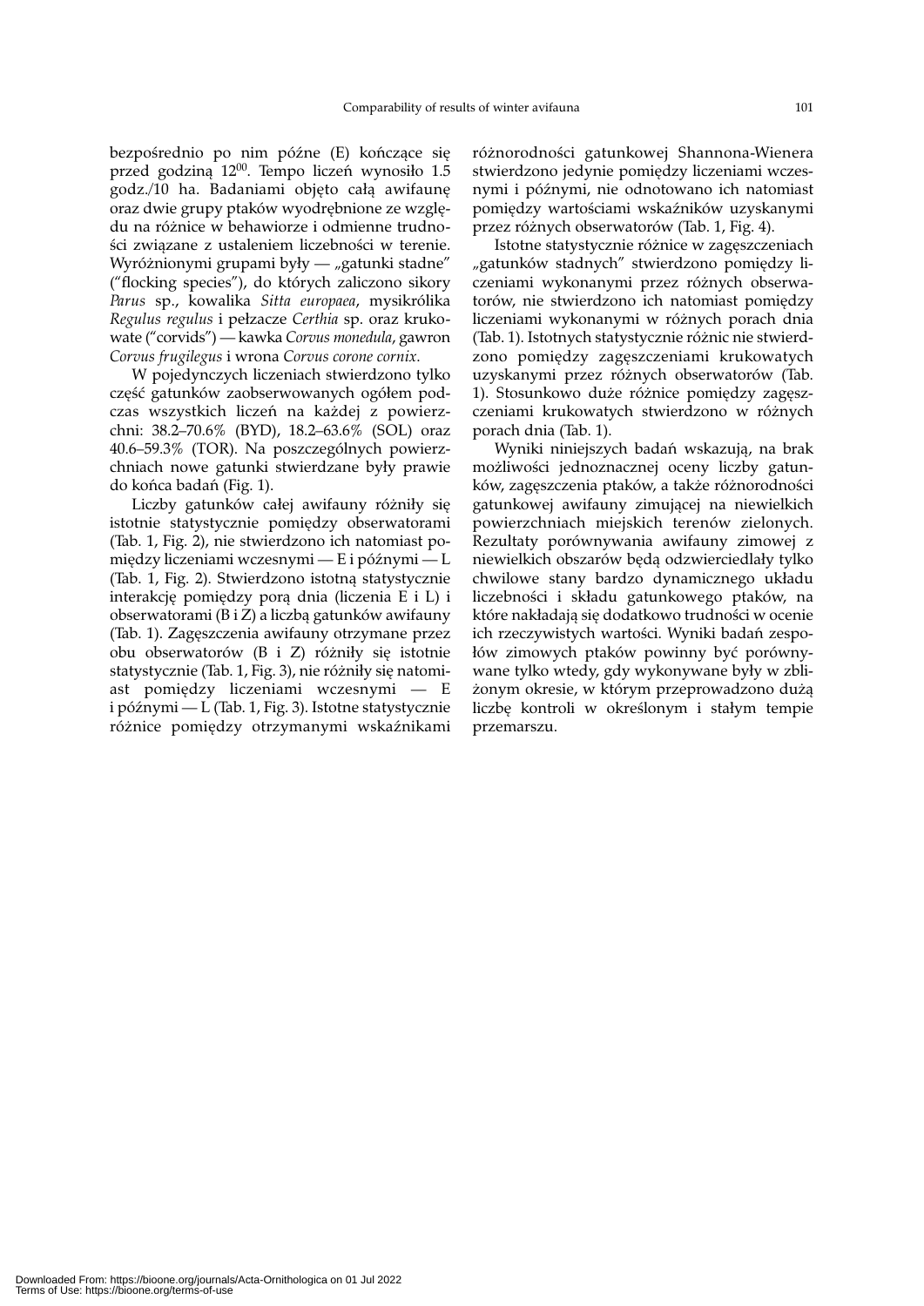bezpośrednio po nim późne (E) kończące się przed godziną $12^{00}$. Tempo liczeń wynosiło 1.5 godz./10 ha. Badaniami objęto całą awifaunę oraz dwie grupy ptaków wyodrębnione ze względu na różnice w behawiorze i odmienne trudności związane z ustaleniem liczebności w terenie. Wyróżnionymi grupami były — „gatunki stadne" ("flocking species"), do których zaliczono sikory *Parus* sp., kowalika *Sitta europaea*, mysikrólika *Regulus regulus* i pełzacze *Certhia* sp. oraz krukowate ("corvids") — kawka *Corvus monedula*, gawron *Corvus frugilegus* i wrona *Corvus corone cornix*.

W pojedynczych liczeniach stwierdzono tylko część gatunków zaobserwowanych ogółem podczas wszystkich liczeń na każdej z powierzchni: 38.2–70.6% (BYD), 18.2–63.6% (SOL) oraz 40.6–59.3% (TOR). Na poszczególnych powierzchniach nowe gatunki stwierdzane były prawie do końca badań (Fig. 1).

Liczby gatunków całej awifauny różniły się istotnie statystycznie pomiędzy obserwatorami (Tab. 1, Fig. 2), nie stwierdzono ich natomiast pomiędzy liczeniami wczesnymi — E i późnymi — L (Tab. 1, Fig. 2). Stwierdzono istotną statystycznie interakcję pomiędzy porą dnia (liczenia E i L) i obserwatorami (B i Z) a liczbą gatunków awifauny (Tab. 1). Zagęszczenia awifauny otrzymane przez obu obserwatorów (B i Z) różniły się istotnie statystycznie (Tab. 1, Fig. 3), nie różniły się natomiast pomiędzy liczeniami wczesnymi — E i późnymi — L (Tab. 1, Fig. 3). Istotne statystycznie różnice pomiędzy otrzymanymi wskaźnikami różnorodności gatunkowej Shannona-Wienera stwierdzono jedynie pomiędzy liczeniami wczesnymi i późnymi, nie odnotowano ich natomiast pomiędzy wartościami wskaźników uzyskanymi przez różnych obserwatorów (Tab. 1, Fig. 4).

Istotne statystycznie różnice w zagęszczeniach „gatunków stadnych" stwierdzono pomiędzy liczeniami wykonanymi przez różnych obserwatorów, nie stwierdzono ich natomiast pomiędzy liczeniami wykonanymi w różnych porach dnia (Tab. 1). Istotnych statystycznie różnic nie stwierdzono pomiędzy zagęszczeniami krukowatych uzyskanymi przez różnych obserwatorów (Tab. 1). Stosunkowo duże różnice pomiędzy zagęszczeniami krukowatych stwierdzono w różnych porach dnia (Tab. 1).

Wyniki niniejszych badań wskazują, na brak możliwości jednoznacznej oceny liczby gatunków, zagęszczenia ptaków, a także różnorodności gatunkowej awifauny zimującej na niewielkich powierzchniach miejskich terenów zielonych. Rezultaty porównywania awifauny zimowej z niewielkich obszarów będą odzwierciedlały tylko chwilowe stany bardzo dynamicznego układu liczebności i składu gatunkowego ptaków, na które nakładają się dodatkowo trudności w ocenie ich rzeczywistych wartości. Wyniki badań zespołów zimowych ptaków powinny być porównywane tylko wtedy, gdy wykonywane były w zbliżonym okresie, w którym przeprowadzono dużą liczbę kontroli w określonym i stałym tempie przemarszu.